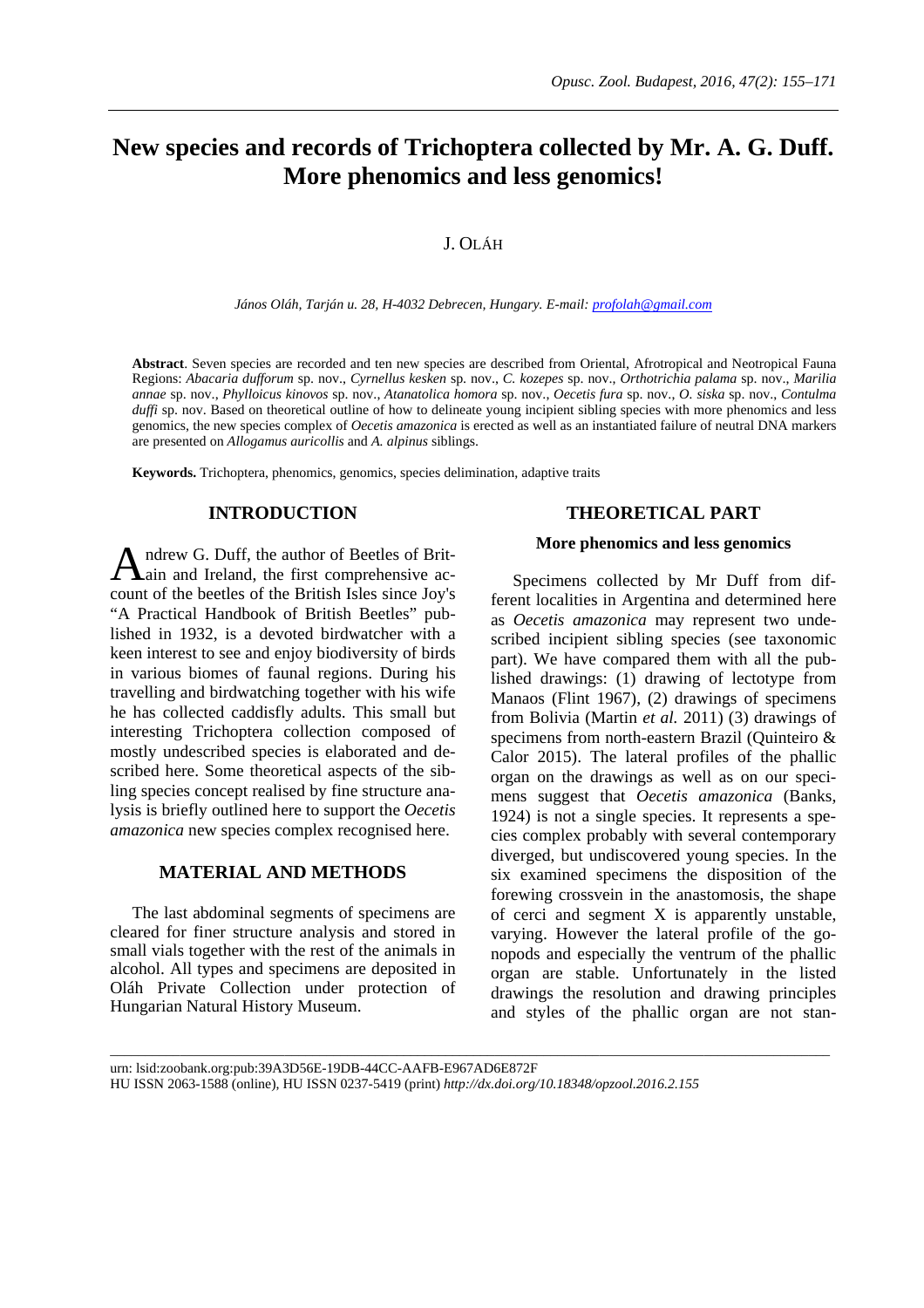# New species and records of Trichoptera collected by Mr. A. G. Duff. More phenomics and less genomics!

J. OLÁH

*János Oláh, Tarján u. 28, H-4032 Debrecen, Hungary. E-mail: profolah@gmail.com*

**Abstract**. Seven species are recorded and ten new species are described from Oriental, Afrotropical and Neotropical Fauna Regions: *Abacaria dufforum* sp. nov., *Cyrnellus kesken* sp. nov., *C. kozepes* sp. nov., *Orthotrichia palama* sp. nov., *Marilia annae* sp. nov., *Phylloicus kinovos* sp. nov., *Atanatolica homora* sp. nov., *Oecetis fura* sp. nov., *O. siska* sp. nov., *Contulma duffi* sp. nov. Based on theoretical outline of how to delineate young incipient sibling species with more phenomics and less genomics, the new species complex of *Oecetis amazonica* is erected as well as an instantiated failure of neutral DNA markers are presented on *Allogamus auricollis* and *A. alpinus* siblings.

**Keywords.** Trichoptera, phenomics, genomics, species delimination, adaptive traits

## INTRODUCTION

Andrew G. Duff, the author of Beetles of Britain and Ireland, the first comprehensive account of the beetles of the British Isles since Joy's "A Practical Handbook of British Beetles" published in 1932, is a devoted birdwatcher with a keen interest to see and enjoy biodiversity of birds in various biomes of faunal regions. During his travelling and birdwatching together with his wife he has collected caddisfly adults. This small but interesting Trichoptera collection composed of mostly undescribed species is elaborated and described here. Some theoretical aspects of the sibling species concept realised by fine structure analysis is briefly outlined here to support the *Oecetis amazonica* new species complex recognised here.

## MATERIAL AND METHODS

The last abdominal segments of specimens are cleared for finer structure analysis and stored in small vials together with the rest of the animals in alcohol. All types and specimens are deposited in Oláh Private Collection under protection of Hungarian Natural History Museum.

## THEORETICAL PART

### More phenomics and less genomics

Specimens collected by Mr Duff from different localities in Argentina and determined here as *Oecetis amazonica* may represent two undescribed incipient sibling species (see taxonomic part). We have compared them with all the published drawings: (1) drawing of lectotype from Manaos (Flint 1967), (2) drawings of specimens from Bolivia (Martin *et al.* 2011) (3) drawings of specimens from north-eastern Brazil (Quinteiro & Calor 2015). The lateral profiles of the phallic organ on the drawings as well as on our specimens suggest that *Oecetis amazonica* (Banks, 1924) is not a single species. It represents a species complex probably with several contemporary diverged, but undiscovered young species. In the six examined specimens the disposition of the forewing crossvein in the anastomosis, the shape of cerci and segment X is apparently unstable, varying. However the lateral profile of the gonopods and especially the ventrum of the phallic organ are stable. Unfortunately in the listed drawings the resolution and drawing principles and styles of the phallic organ are not stan-

urn: lsid:zoobank.org:pub:39A3D56E-19DB-44CC-AAFB-E967AD6E872F
HU ISSN 2063-1588 (online), HU ISSN 0237-5419 (print) *http://dx.doi.org/10.18348/opzool.2016.2.155*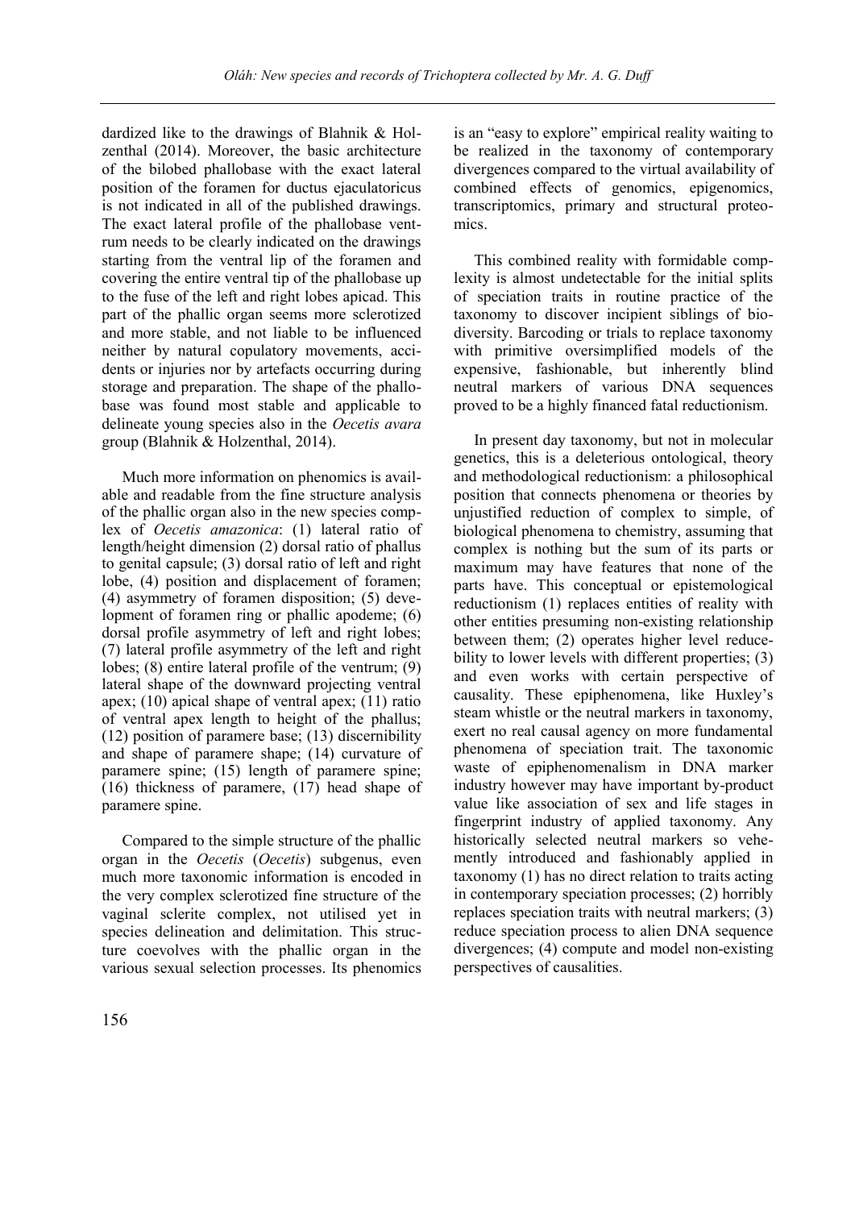dardized like to the drawings of Blahnik & Holzenthal (2014). Moreover, the basic architecture of the bilobed phallobase with the exact lateral position of the foramen for ductus ejaculatoricus is not indicated in all of the published drawings. The exact lateral profile of the phallobase ventrum needs to be clearly indicated on the drawings starting from the ventral lip of the foramen and covering the entire ventral tip of the phallobase up to the fuse of the left and right lobes apicad. This part of the phallic organ seems more sclerotized and more stable, and not liable to be influenced neither by natural copulatory movements, accidents or injuries nor by artefacts occurring during storage and preparation. The shape of the phallobase was found most stable and applicable to delineate young species also in the *Oecetis avara* group (Blahnik & Holzenthal, 2014).

Much more information on phenomics is available and readable from the fine structure analysis of the phallic organ also in the new species complex of *Oecetis amazonica*: (1) lateral ratio of length/height dimension (2) dorsal ratio of phallus to genital capsule; (3) dorsal ratio of left and right lobe, (4) position and displacement of foramen; (4) asymmetry of foramen disposition; (5) development of foramen ring or phallic apodeme; (6) dorsal profile asymmetry of left and right lobes; (7) lateral profile asymmetry of the left and right lobes; (8) entire lateral profile of the ventrum; (9) lateral shape of the downward projecting ventral apex; (10) apical shape of ventral apex; (11) ratio of ventral apex length to height of the phallus; (12) position of paramere base; (13) discernibility and shape of paramere shape; (14) curvature of paramere spine; (15) length of paramere spine; (16) thickness of paramere, (17) head shape of paramere spine.

Compared to the simple structure of the phallic organ in the *Oecetis* (*Oecetis*) subgenus, even much more taxonomic information is encoded in the very complex sclerotized fine structure of the vaginal sclerite complex, not utilised yet in species delineation and delimitation. This structure coevolves with the phallic organ in the various sexual selection processes. Its phenomics is an "easy to explore" empirical reality waiting to be realized in the taxonomy of contemporary divergences compared to the virtual availability of combined effects of genomics, epigenomics, transcriptomics, primary and structural proteomics.

This combined reality with formidable complexity is almost undetectable for the initial splits of speciation traits in routine practice of the taxonomy to discover incipient siblings of biodiversity. Barcoding or trials to replace taxonomy with primitive oversimplified models of the expensive, fashionable, but inherently blind neutral markers of various DNA sequences proved to be a highly financed fatal reductionism.

In present day taxonomy, but not in molecular genetics, this is a deleterious ontological, theory and methodological reductionism: a philosophical position that connects phenomena or theories by unjustified reduction of complex to simple, of biological phenomena to chemistry, assuming that complex is nothing but the sum of its parts or maximum may have features that none of the parts have. This conceptual or epistemological reductionism (1) replaces entities of reality with other entities presuming non-existing relationship between them; (2) operates higher level reducebility to lower levels with different properties; (3) and even works with certain perspective of causality. These epiphenomena, like Huxley's steam whistle or the neutral markers in taxonomy, exert no real causal agency on more fundamental phenomena of speciation trait. The taxonomic waste of epiphenomenalism in DNA marker industry however may have important by-product value like association of sex and life stages in fingerprint industry of applied taxonomy. Any historically selected neutral markers so vehemently introduced and fashionably applied in taxonomy (1) has no direct relation to traits acting in contemporary speciation processes; (2) horribly replaces speciation traits with neutral markers; (3) reduce speciation process to alien DNA sequence divergences; (4) compute and model non-existing perspectives of causalities.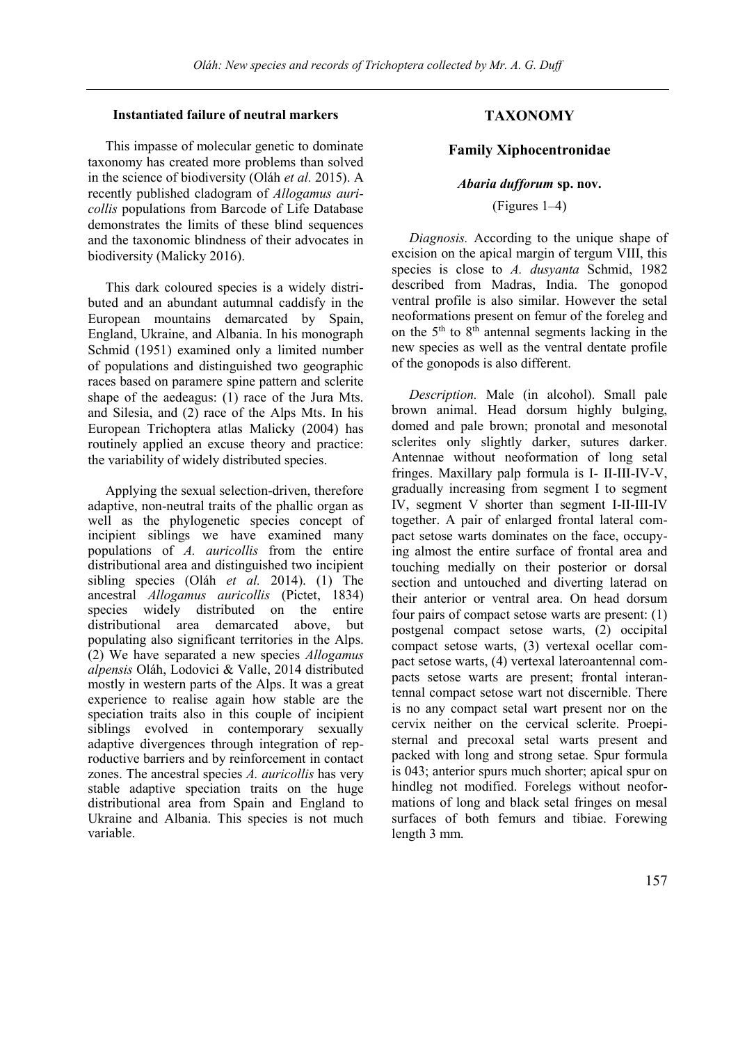#### Instantiated failure of neutral markers

This impasse of molecular genetic to dominate taxonomy has created more problems than solved in the science of biodiversity (Oláh *et al.* 2015). A recently published cladogram of *Allogamus auricollis* populations from Barcode of Life Database demonstrates the limits of these blind sequences and the taxonomic blindness of their advocates in biodiversity (Malicky 2016).

This dark coloured species is a widely distributed and an abundant autumnal caddisfy in the European mountains demarcated by Spain, England, Ukraine, and Albania. In his monograph Schmid (1951) examined only a limited number of populations and distinguished two geographic races based on paramere spine pattern and sclerite shape of the aedeagus: (1) race of the Jura Mts. and Silesia, and (2) race of the Alps Mts. In his European Trichoptera atlas Malicky (2004) has routinely applied an excuse theory and practice: the variability of widely distributed species.

Applying the sexual selection-driven, therefore adaptive, non-neutral traits of the phallic organ as well as the phylogenetic species concept of incipient siblings we have examined many populations of *A. auricollis* from the entire distributional area and distinguished two incipient sibling species (Oláh *et al.* 2014). (1) The ancestral *Allogamus auricollis* (Pictet, 1834) species widely distributed on the entire distributional area demarcated above, but populating also significant territories in the Alps. (2) We have separated a new species *Allogamus alpensis* Oláh, Lodovici & Valle, 2014 distributed mostly in western parts of the Alps. It was a great experience to realise again how stable are the speciation traits also in this couple of incipient siblings evolved in contemporary sexually adaptive divergences through integration of reproductive barriers and by reinforcement in contact zones. The ancestral species *A. auricollis* has very stable adaptive speciation traits on the huge distributional area from Spain and England to Ukraine and Albania. This species is not much variable.

## TAXONOMY

### Family Xiphocentronidae

#### *Abaria dufforum* sp. nov.

(Figures 1–4)

*Diagnosis.* According to the unique shape of excision on the apical margin of tergum VIII, this species is close to *A. dusyanta* Schmid, 1982 described from Madras, India. The gonopod ventral profile is also similar. However the setal neoformations present on femur of the foreleg and on the 5th to 8th antennal segments lacking in the new species as well as the ventral dentate profile of the gonopods is also different.

*Description.* Male (in alcohol). Small pale brown animal. Head dorsum highly bulging, domed and pale brown; pronotal and mesonotal sclerites only slightly darker, sutures darker. Antennae without neoformation of long setal fringes. Maxillary palp formula is I- II-III-IV-V, gradually increasing from segment I to segment IV, segment V shorter than segment I-II-III-IV together. A pair of enlarged frontal lateral compact setose warts dominates on the face, occupying almost the entire surface of frontal area and touching medially on their posterior or dorsal section and untouched and diverting laterad on their anterior or ventral area. On head dorsum four pairs of compact setose warts are present: (1) postgenal compact setose warts, (2) occipital compact setose warts, (3) vertexal ocellar compact setose warts, (4) vertexal lateroantennal compacts setose warts are present; frontal interantennal compact setose wart not discernible. There is no any compact setal wart present nor on the cervix neither on the cervical sclerite. Proepisternal and precoxal setal warts present and packed with long and strong setae. Spur formula is 043; anterior spurs much shorter; apical spur on hindleg not modified. Forelegs without neoformations of long and black setal fringes on mesal surfaces of both femurs and tibiae. Forewing length 3 mm.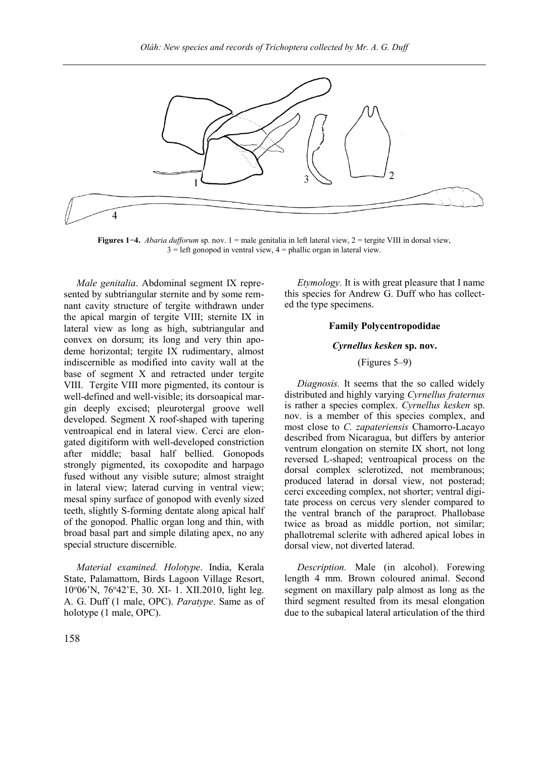**Figures 1−4.** *Abaria dufforum* sp. nov. 1 = male genitalia in left lateral view, 2 = tergite VIII in dorsal view, 3 = left gonopod in ventral view, 4 = phallic organ in lateral view.

*Male genitalia*. Abdominal segment IX represented by subtriangular sternite and by some remnant cavity structure of tergite withdrawn under the apical margin of tergite VIII; sternite IX in lateral view as long as high, subtriangular and convex on dorsum; its long and very thin apodeme horizontal; tergite IX rudimentary, almost indiscernible as modified into cavity wall at the base of segment X and retracted under tergite VIII. Tergite VIII more pigmented, its contour is well-defined and well-visible; its dorsoapical margin deeply excised; pleurotergal groove well developed. Segment X roof-shaped with tapering ventroapical end in lateral view. Cerci are elongated digitiform with well-developed constriction after middle; basal half bellied. Gonopods strongly pigmented, its coxopodite and harpago fused without any visible suture; almost straight in lateral view; laterad curving in ventral view; mesal spiny surface of gonopod with evenly sized teeth, slightly S-forming dentate along apical half of the gonopod. Phallic organ long and thin, with broad basal part and simple dilating apex, no any special structure discernible.

*Material examined. Holotype*. India, Kerala State, Palamattom, Birds Lagoon Village Resort, 10°06'N, 76°42'E, 30. XI- 1. XII.2010, light leg. A. G. Duff (1 male, OPC). *Paratype*. Same as of holotype (1 male, OPC).

*Etymology.* It is with great pleasure that I name this species for Andrew G. Duff who has collected the type specimens.

### Family Polycentropodidae

#### *Cyrnellus kesken* sp. nov.

(Figures 5–9)

*Diagnosis.* It seems that the so called widely distributed and highly varying *Cyrnellus fraternus* is rather a species complex. *Cyrnellus kesken* sp. nov. is a member of this species complex, and most close to *C. zapateriensis* Chamorro-Lacayo described from Nicaragua, but differs by anterior ventrum elongation on sternite IX short, not long reversed L-shaped; ventroapical process on the dorsal complex sclerotized, not membranous; produced laterad in dorsal view, not posterad; cerci exceeding complex, not shorter; ventral digitate process on cercus very slender compared to the ventral branch of the paraproct. Phallobase twice as broad as middle portion, not similar; phallotremal sclerite with adhered apical lobes in dorsal view, not diverted laterad.

*Description.* Male (in alcohol). Forewing length 4 mm. Brown coloured animal. Second segment on maxillary palp almost as long as the third segment resulted from its mesal elongation due to the subapical lateral articulation of the third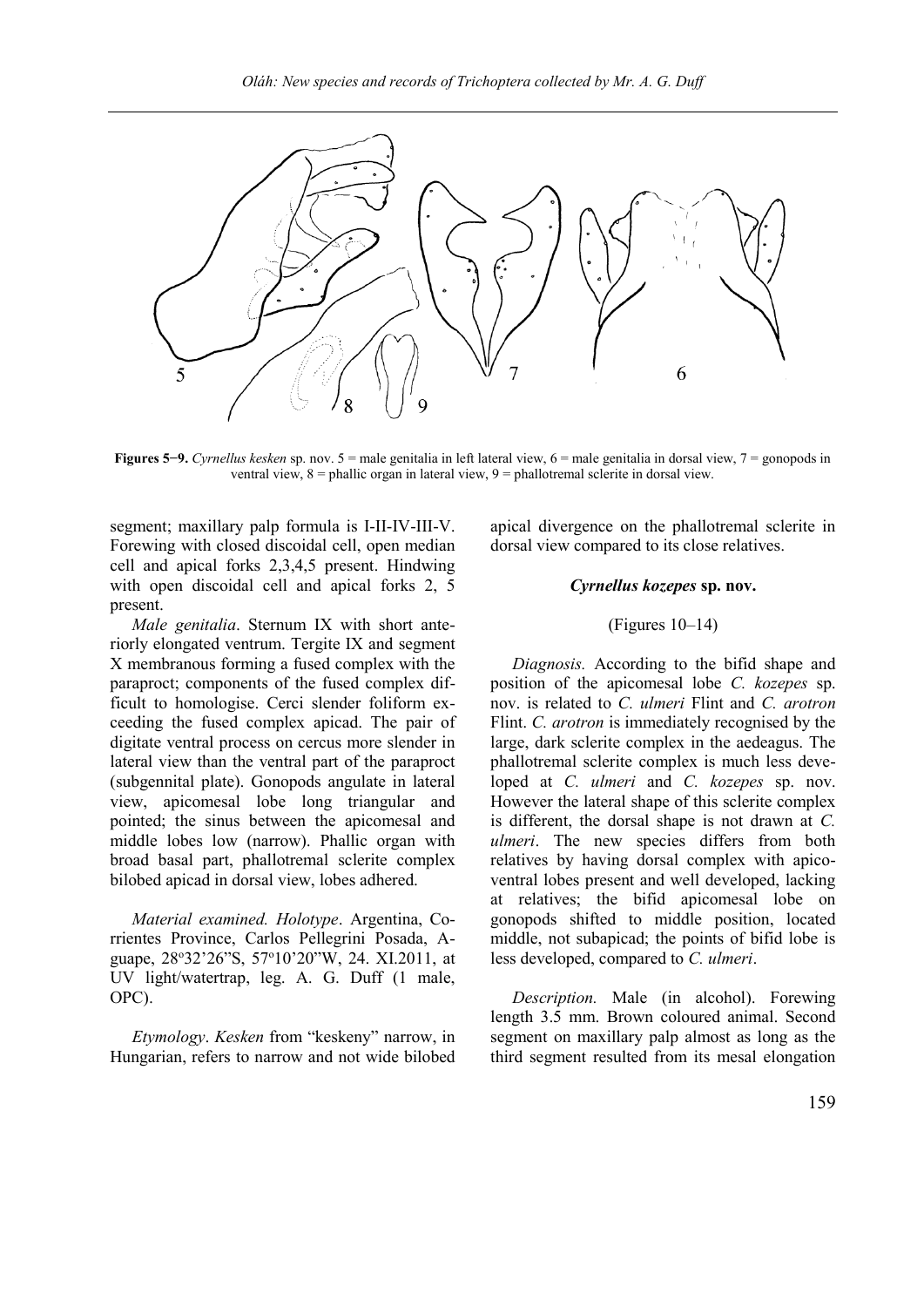**Figures 5−9.** *Cyrnellus kesken* sp. nov. 5 = male genitalia in left lateral view, 6 = male genitalia in dorsal view, 7 = gonopods in ventral view, 8 = phallic organ in lateral view, 9 = phallotremal sclerite in dorsal view.

segment; maxillary palp formula is I-II-IV-III-V. Forewing with closed discoidal cell, open median cell and apical forks 2,3,4,5 present. Hindwing with open discoidal cell and apical forks 2, 5 present.

*Male genitalia*. Sternum IX with short anteriorly elongated ventrum. Tergite IX and segment X membranous forming a fused complex with the paraproct; components of the fused complex difficult to homologise. Cerci slender foliform exceeding the fused complex apicad. The pair of digitate ventral process on cercus more slender in lateral view than the ventral part of the paraproct (subgennital plate). Gonopods angulate in lateral view, apicomesal lobe long triangular and pointed; the sinus between the apicomesal and middle lobes low (narrow). Phallic organ with broad basal part, phallotremal sclerite complex bilobed apicad in dorsal view, lobes adhered.

*Material examined. Holotype*. Argentina, Corrientes Province, Carlos Pellegrini Posada, Aguape, 28°32'26"S, 57°10'20"W, 24. XI.2011, at UV light/watertrap, leg. A. G. Duff (1 male, OPC).

*Etymology*. *Kesken* from "keskeny" narrow, in Hungarian, refers to narrow and not wide bilobed apical divergence on the phallotremal sclerite in dorsal view compared to its close relatives.

### *Cyrnellus kozepes* sp. nov.

(Figures 10–14)

*Diagnosis.* According to the bifid shape and position of the apicomesal lobe *C. kozepes* sp. nov. is related to *C. ulmeri* Flint and *C. arotron* Flint. *C. arotron* is immediately recognised by the large, dark sclerite complex in the aedeagus. The phallotremal sclerite complex is much less developed at *C. ulmeri* and *C. kozepes* sp. nov. However the lateral shape of this sclerite complex is different, the dorsal shape is not drawn at *C. ulmeri*. The new species differs from both relatives by having dorsal complex with apicoventral lobes present and well developed, lacking at relatives; the bifid apicomesal lobe on gonopods shifted to middle position, located middle, not subapicad; the points of bifid lobe is less developed, compared to *C. ulmeri*.

*Description.* Male (in alcohol). Forewing length 3.5 mm. Brown coloured animal. Second segment on maxillary palp almost as long as the third segment resulted from its mesal elongation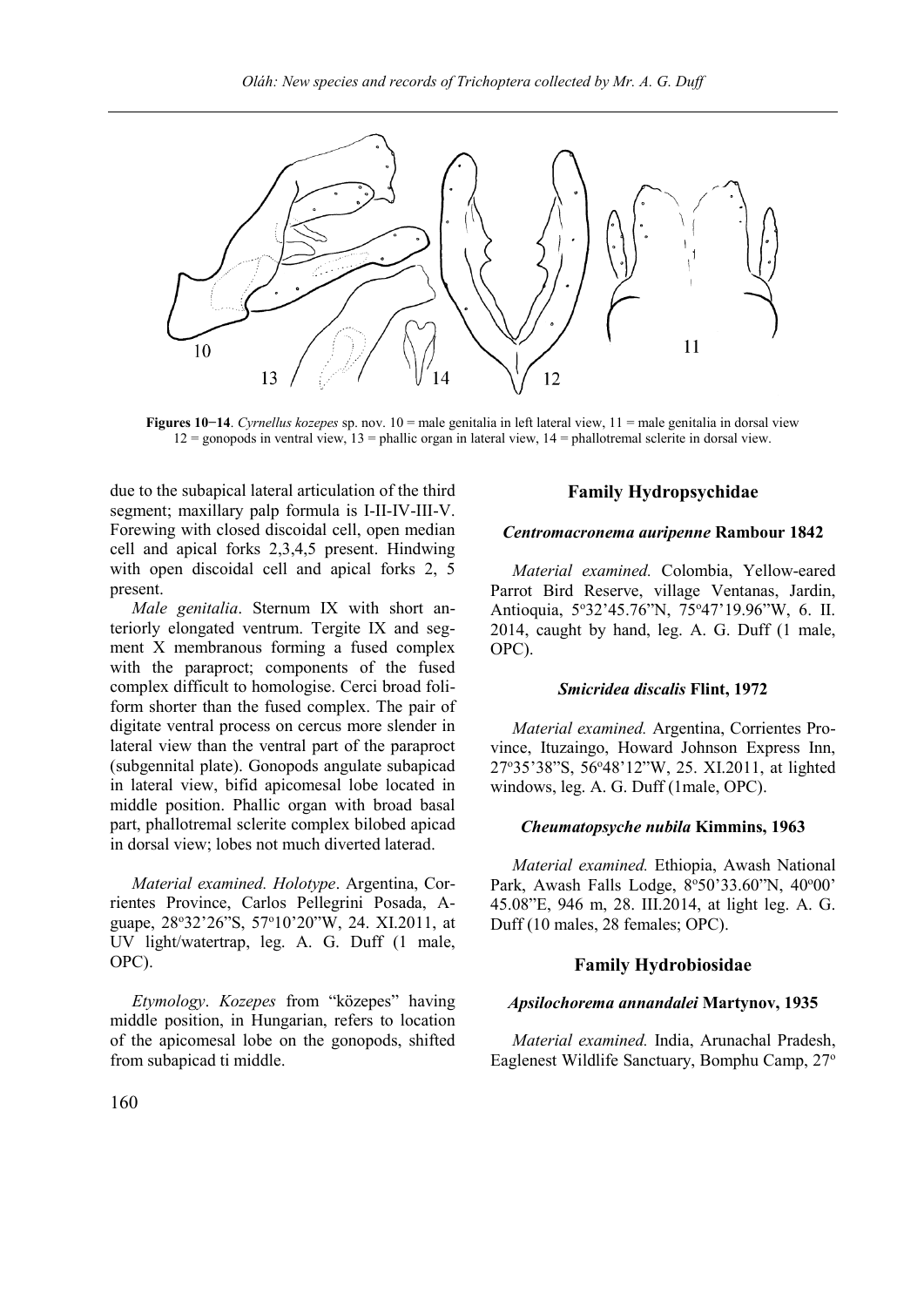**Figures 10−14**. *Cyrnellus kozepes* sp. nov. 10 = male genitalia in left lateral view, 11 = male genitalia in dorsal view 12 = gonopods in ventral view, 13 = phallic organ in lateral view, 14 = phallotremal sclerite in dorsal view.

due to the subapical lateral articulation of the third segment; maxillary palp formula is I-II-IV-III-V. Forewing with closed discoidal cell, open median cell and apical forks 2,3,4,5 present. Hindwing with open discoidal cell and apical forks 2, 5 present.

*Male genitalia*. Sternum IX with short anteriorly elongated ventrum. Tergite IX and segment X membranous forming a fused complex with the paraproct; components of the fused complex difficult to homologise. Cerci broad foliform shorter than the fused complex. The pair of digitate ventral process on cercus more slender in lateral view than the ventral part of the paraproct (subgennital plate). Gonopods angulate subapicad in lateral view, bifid apicomesal lobe located in middle position. Phallic organ with broad basal part, phallotremal sclerite complex bilobed apicad in dorsal view; lobes not much diverted laterad.

*Material examined. Holotype*. Argentina, Corrientes Province, Carlos Pellegrini Posada, Aguape, 28°32'26"S, 57°10'20"W, 24. XI.2011, at UV light/watertrap, leg. A. G. Duff (1 male, OPC).

*Etymology*. *Kozepes* from "közepes" having middle position, in Hungarian, refers to location of the apicomesal lobe on the gonopods, shifted from subapicad ti middle.

## Family Hydropsychidae

### *Centromacronema auripenne* Rambour 1842

*Material examined.* Colombia, Yellow-eared Parrot Bird Reserve, village Ventanas, Jardin, Antioquia, 5°32'45.76"N, 75°47'19.96"W, 6. II. 2014, caught by hand, leg. A. G. Duff (1 male, OPC).

### *Smicridea discalis* Flint, 1972

*Material examined.* Argentina, Corrientes Province, Ituzaingo, Howard Johnson Express Inn, 27°35'38"S, 56°48'12"W, 25. XI.2011, at lighted windows, leg. A. G. Duff (1male, OPC).

### *Cheumatopsyche nubila* Kimmins, 1963

*Material examined.* Ethiopia, Awash National Park, Awash Falls Lodge, 8°50'33.60"N, 40°00' 45.08"E, 946 m, 28. III.2014, at light leg. A. G. Duff (10 males, 28 females; OPC).

## Family Hydrobiosidae

### *Apsilochorema annandalei* Martynov, 1935

*Material examined.* India, Arunachal Pradesh, Eaglenest Wildlife Sanctuary, Bomphu Camp, 27°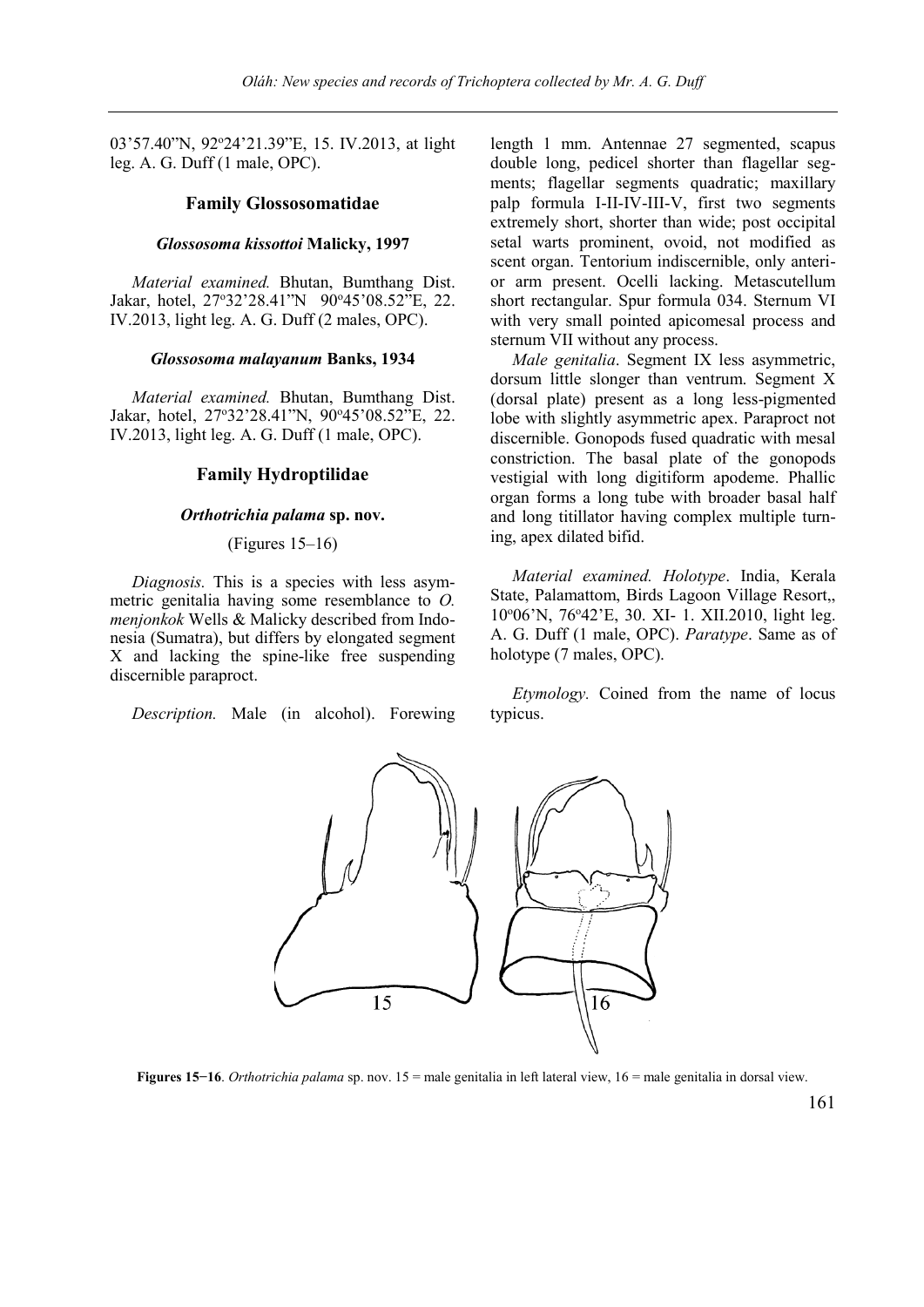03'57.40"N, 92°24'21.39"E, 15. IV.2013, at light leg. A. G. Duff (1 male, OPC).

## Family Glossosomatidae

### *Glossosoma kissottoi* Malicky, 1997

*Material examined.* Bhutan, Bumthang Dist. Jakar, hotel, 27°32'28.41"N 90°45'08.52"E, 22. IV.2013, light leg. A. G. Duff (2 males, OPC).

### *Glossosoma malayanum* Banks, 1934

*Material examined.* Bhutan, Bumthang Dist. Jakar, hotel, 27°32'28.41"N, 90°45'08.52"E, 22. IV.2013, light leg. A. G. Duff (1 male, OPC).

## Family Hydroptilidae

### *Orthotrichia palama* sp. nov.

(Figures 15–16)

*Diagnosis.* This is a species with less asymmetric genitalia having some resemblance to *O. menjonkok* Wells & Malicky described from Indonesia (Sumatra), but differs by elongated segment X and lacking the spine-like free suspending discernible paraproct.

*Description.* Male (in alcohol). Forewing length 1 mm. Antennae 27 segmented, scapus double long, pedicel shorter than flagellar segments; flagellar segments quadratic; maxillary palp formula I-II-IV-III-V, first two segments extremely short, shorter than wide; post occipital setal warts prominent, ovoid, not modified as scent organ. Tentorium indiscernible, only anterior arm present. Ocelli lacking. Metascutellum short rectangular. Spur formula 034. Sternum VI with very small pointed apicomesal process and sternum VII without any process.

*Male genitalia*. Segment IX less asymmetric, dorsum little slonger than ventrum. Segment X (dorsal plate) present as a long less-pigmented lobe with slightly asymmetric apex. Paraproct not discernible. Gonopods fused quadratic with mesal constriction. The basal plate of the gonopods vestigial with long digitiform apodeme. Phallic organ forms a long tube with broader basal half and long titillator having complex multiple turning, apex dilated bifid.

*Material examined. Holotype*. India, Kerala State, Palamattom, Birds Lagoon Village Resort,, 10°06'N, 76°42'E, 30. XI- 1. XII.2010, light leg. A. G. Duff (1 male, OPC). *Paratype*. Same as of holotype (7 males, OPC).

*Etymology.* Coined from the name of locus typicus.

**Figures 15−16**. *Orthotrichia palama* sp. nov. 15 = male genitalia in left lateral view, 16 = male genitalia in dorsal view.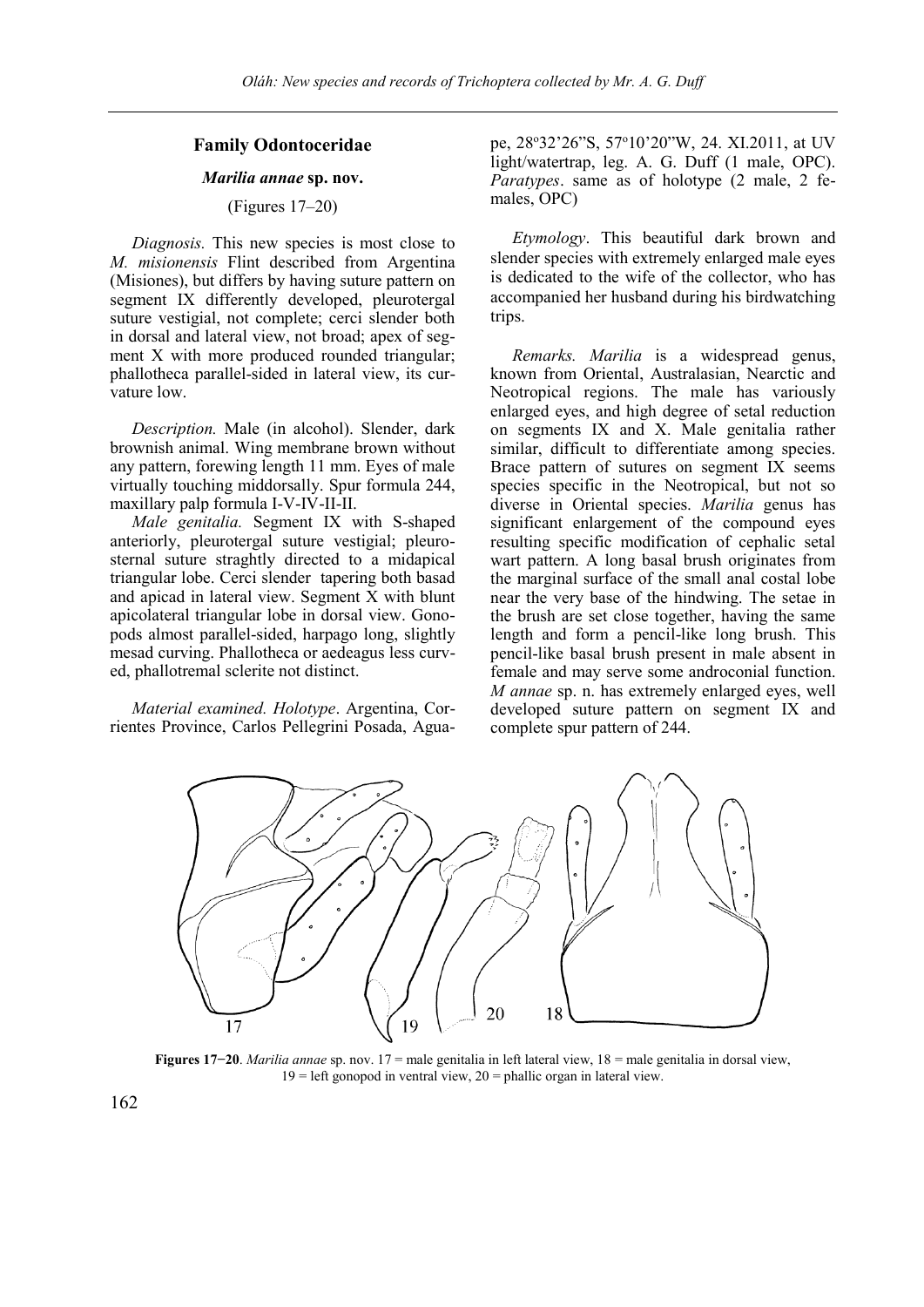## Family Odontoceridae

### *Marilia annae* sp. nov.

(Figures 17–20)

*Diagnosis.* This new species is most close to *M. misionensis* Flint described from Argentina (Misiones), but differs by having suture pattern on segment IX differently developed, pleurotergal suture vestigial, not complete; cerci slender both in dorsal and lateral view, not broad; apex of segment X with more produced rounded triangular; phallotheca parallel-sided in lateral view, its curvature low.

*Description.* Male (in alcohol). Slender, dark brownish animal. Wing membrane brown without any pattern, forewing length 11 mm. Eyes of male virtually touching middorsally. Spur formula 244, maxillary palp formula I-V-IV-II-II.

*Male genitalia.* Segment IX with S-shaped anteriorly, pleurotergal suture vestigial; pleurosternal suture straghtly directed to a midapical triangular lobe. Cerci slender tapering both basad and apicad in lateral view. Segment X with blunt apicolateral triangular lobe in dorsal view. Gonopods almost parallel-sided, harpago long, slightly mesad curving. Phallotheca or aedeagus less curved, phallotremal sclerite not distinct.

*Material examined. Holotype*. Argentina, Corrientes Province, Carlos Pellegrini Posada, Aguape, 28°32'26"S, 57°10'20"W, 24. XI.2011, at UV light/watertrap, leg. A. G. Duff (1 male, OPC). *Paratypes*. same as of holotype (2 male, 2 females, OPC)

*Etymology*. This beautiful dark brown and slender species with extremely enlarged male eyes is dedicated to the wife of the collector, who has accompanied her husband during his birdwatching trips.

*Remarks. Marilia* is a widespread genus, known from Oriental, Australasian, Nearctic and Neotropical regions. The male has variously enlarged eyes, and high degree of setal reduction on segments IX and X. Male genitalia rather similar, difficult to differentiate among species. Brace pattern of sutures on segment IX seems species specific in the Neotropical, but not so diverse in Oriental species. *Marilia* genus has significant enlargement of the compound eyes resulting specific modification of cephalic setal wart pattern. A long basal brush originates from the marginal surface of the small anal costal lobe near the very base of the hindwing. The setae in the brush are set close together, having the same length and form a pencil-like long brush. This pencil-like basal brush present in male absent in female and may serve some androconial function. *M annae* sp. n. has extremely enlarged eyes, well developed suture pattern on segment IX and complete spur pattern of 244.

**Figures 17−20**. *Marilia annae* sp. nov. 17 = male genitalia in left lateral view, 18 = male genitalia in dorsal view, 19 = left gonopod in ventral view, 20 = phallic organ in lateral view.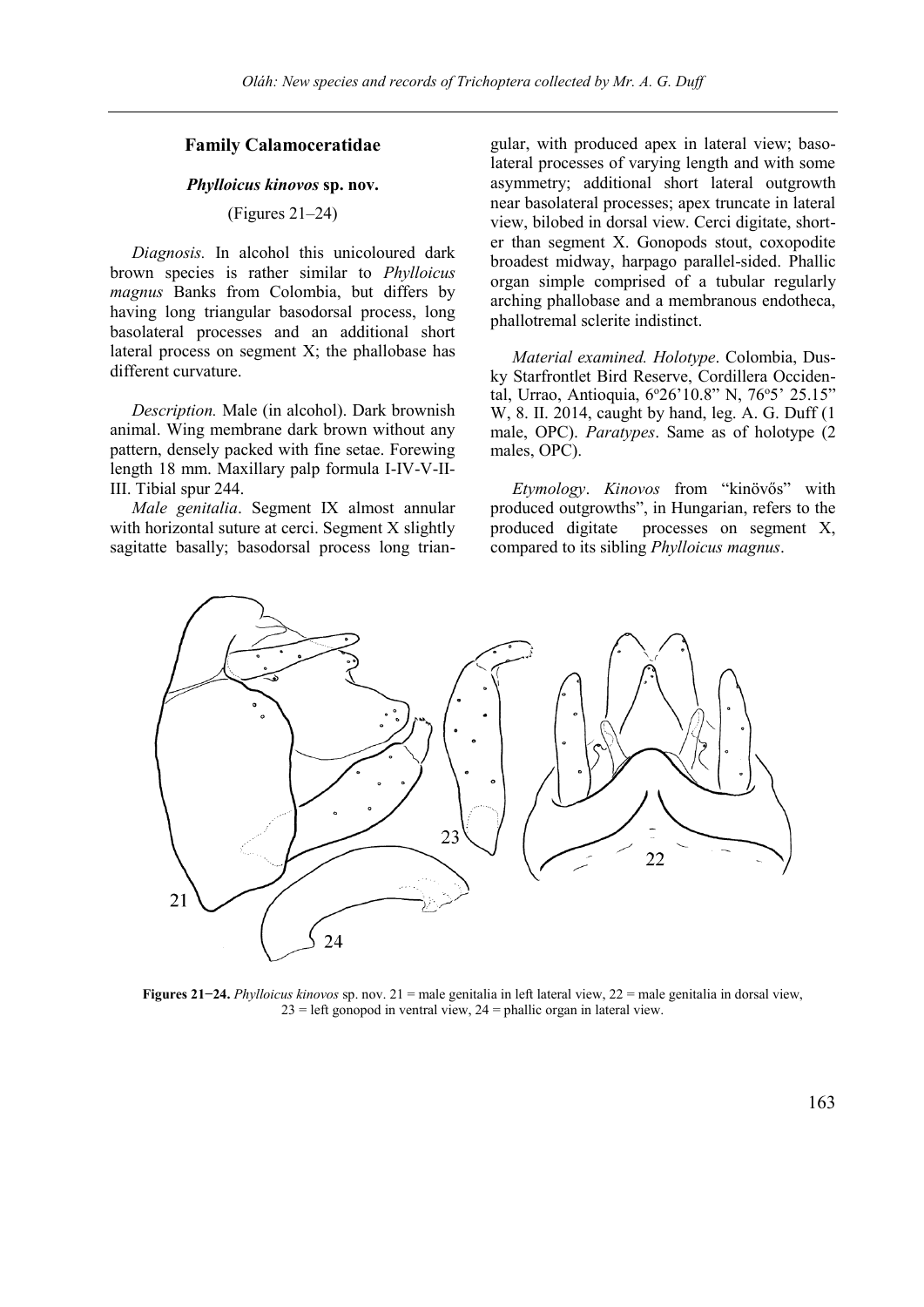## Family Calamoceratidae

### *Phylloicus kinovos* sp. nov.

(Figures 21–24)

*Diagnosis.* In alcohol this unicoloured dark brown species is rather similar to *Phylloicus magnus* Banks from Colombia, but differs by having long triangular basodorsal process, long basolateral processes and an additional short lateral process on segment X; the phallobase has different curvature.

*Description.* Male (in alcohol). Dark brownish animal. Wing membrane dark brown without any pattern, densely packed with fine setae. Forewing length 18 mm. Maxillary palp formula I-IV-V-II-III. Tibial spur 244.

*Male genitalia*. Segment IX almost annular with horizontal suture at cerci. Segment X slightly sagitatte basally; basodorsal process long triangular, with produced apex in lateral view; basolateral processes of varying length and with some asymmetry; additional short lateral outgrowth near basolateral processes; apex truncate in lateral view, bilobed in dorsal view. Cerci digitate, shorter than segment X. Gonopods stout, coxopodite broadest midway, harpago parallel-sided. Phallic organ simple comprised of a tubular regularly arching phallobase and a membranous endotheca, phallotremal sclerite indistinct.

*Material examined. Holotype*. Colombia, Dusky Starfrontlet Bird Reserve, Cordillera Occidental, Urrao, Antioquia, 6º26'10.8" N, 76º5' 25.15" W, 8. II. 2014, caught by hand, leg. A. G. Duff (1 male, OPC). *Paratypes*. Same as of holotype (2 males, OPC).

*Etymology*. *Kinovos* from "kinövős" with produced outgrowths", in Hungarian, refers to the produced digitate processes on segment X, compared to its sibling *Phylloicus magnus*.

**Figures 21−24.** *Phylloicus kinovos* sp. nov. 21 = male genitalia in left lateral view, 22 = male genitalia in dorsal view, 23 = left gonopod in ventral view, 24 = phallic organ in lateral view.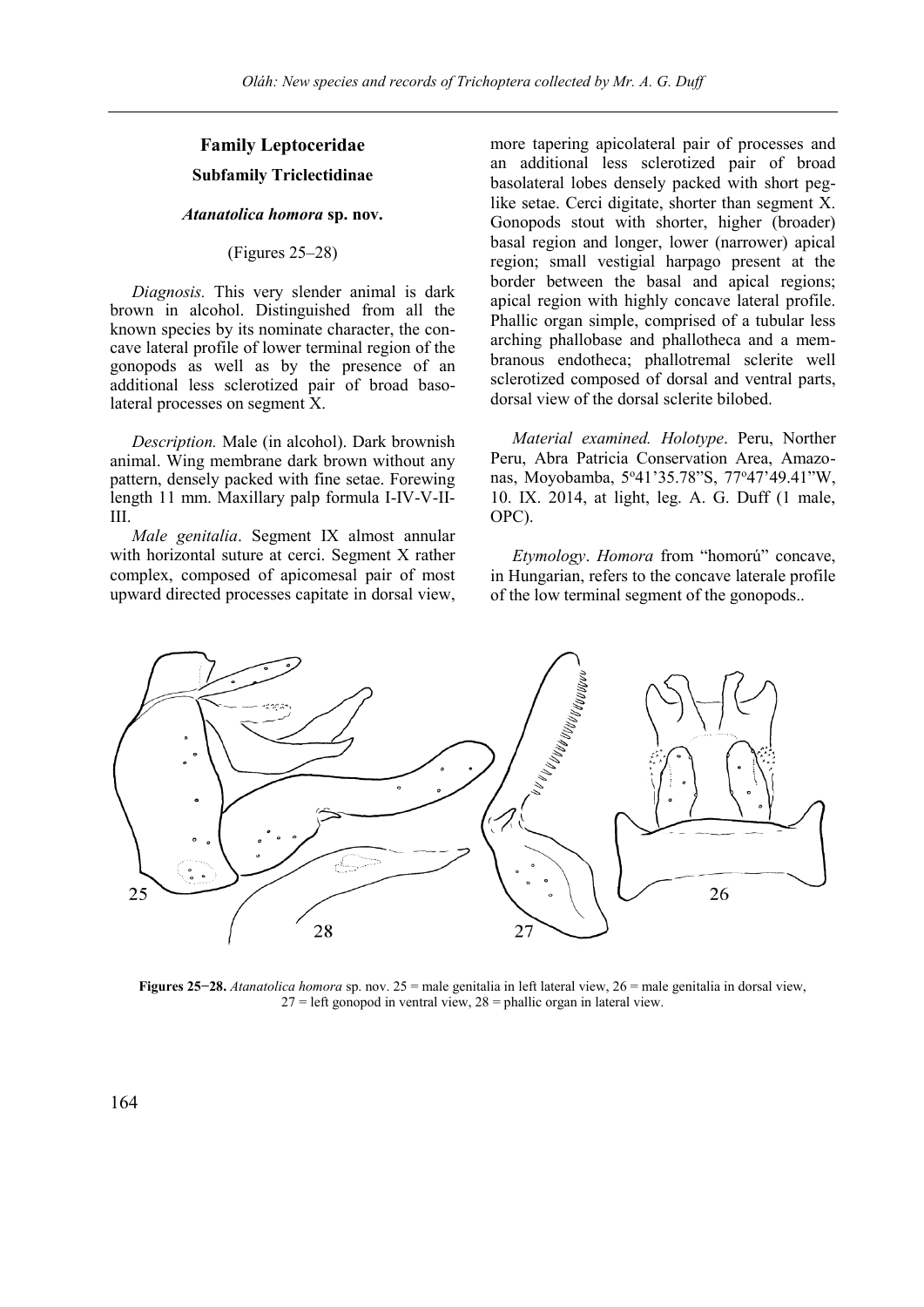## Family Leptoceridae

### Subfamily Triclectidinae

### *Atanatolica homora* sp. nov.

(Figures 25–28)

*Diagnosis.* This very slender animal is dark brown in alcohol. Distinguished from all the known species by its nominate character, the concave lateral profile of lower terminal region of the gonopods as well as by the presence of an additional less sclerotized pair of broad basolateral processes on segment X.

*Description.* Male (in alcohol). Dark brownish animal. Wing membrane dark brown without any pattern, densely packed with fine setae. Forewing length 11 mm. Maxillary palp formula I-IV-V-II-III.

*Male genitalia*. Segment IX almost annular with horizontal suture at cerci. Segment X rather complex, composed of apicomesal pair of most upward directed processes capitate in dorsal view, more tapering apicolateral pair of processes and an additional less sclerotized pair of broad basolateral lobes densely packed with short peg-like setae. Cerci digitate, shorter than segment X. Gonopods stout with shorter, higher (broader) basal region and longer, lower (narrower) apical region; small vestigial harpago present at the border between the basal and apical regions; apical region with highly concave lateral profile. Phallic organ simple, comprised of a tubular less arching phallobase and phallotheca and a membranous endotheca; phallotremal sclerite well sclerotized composed of dorsal and ventral parts, dorsal view of the dorsal sclerite bilobed.

*Material examined. Holotype*. Peru, Norther Peru, Abra Patricia Conservation Area, Amazonas, Moyobamba, 5°41'35.78"S, 77°47'49.41"W, 10. IX. 2014, at light, leg. A. G. Duff (1 male, OPC).

*Etymology*. *Homora* from "homorú" concave, in Hungarian, refers to the concave laterale profile of the low terminal segment of the gonopods..

**Figures 25−28.** *Atanatolica homora* sp. nov. 25 = male genitalia in left lateral view, 26 = male genitalia in dorsal view, 27 = left gonopod in ventral view, 28 = phallic organ in lateral view.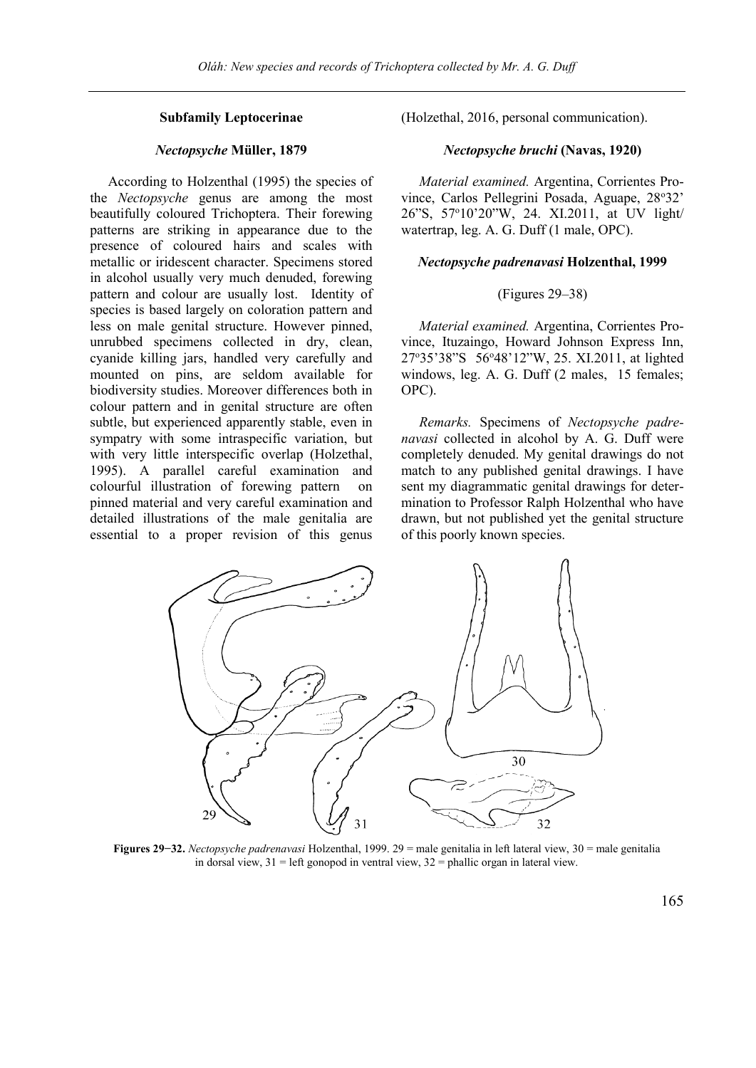### Subfamily Leptocerinae

#### *Nectopsyche* Müller, 1879

According to Holzenthal (1995) the species of the *Nectopsyche* genus are among the most beautifully coloured Trichoptera. Their forewing patterns are striking in appearance due to the presence of coloured hairs and scales with metallic or iridescent character. Specimens stored in alcohol usually very much denuded, forewing pattern and colour are usually lost. Identity of species is based largely on coloration pattern and less on male genital structure. However pinned, unrubbed specimens collected in dry, clean, cyanide killing jars, handled very carefully and mounted on pins, are seldom available for biodiversity studies. Moreover differences both in colour pattern and in genital structure are often subtle, but experienced apparently stable, even in sympatry with some intraspecific variation, but with very little interspecific overlap (Holzethal, 1995). A parallel careful examination and colourful illustration of forewing pattern on pinned material and very careful examination and detailed illustrations of the male genitalia are essential to a proper revision of this genus (Holzethal, 2016, personal communication).

#### *Nectopsyche bruchi* (Navas, 1920)

*Material examined.* Argentina, Corrientes Province, Carlos Pellegrini Posada, Aguape, 28°32' 26"S, 57°10'20"W, 24. XI.2011, at UV light/ watertrap, leg. A. G. Duff (1 male, OPC).

#### *Nectopsyche padrenavasi* Holzenthal, 1999

(Figures 29–38)

*Material examined.* Argentina, Corrientes Province, Ituzaingo, Howard Johnson Express Inn, 27°35'38"S 56°48'12"W, 25. XI.2011, at lighted windows, leg. A. G. Duff (2 males, 15 females; OPC).

*Remarks.* Specimens of *Nectopsyche padrenavasi* collected in alcohol by A. G. Duff were completely denuded. My genital drawings do not match to any published genital drawings. I have sent my diagrammatic genital drawings for determination to Professor Ralph Holzenthal who have drawn, but not published yet the genital structure of this poorly known species.

**Figures 29−32.** *Nectopsyche padrenavasi* Holzenthal, 1999. 29 = male genitalia in left lateral view, 30 = male genitalia in dorsal view, 31 = left gonopod in ventral view, 32 = phallic organ in lateral view.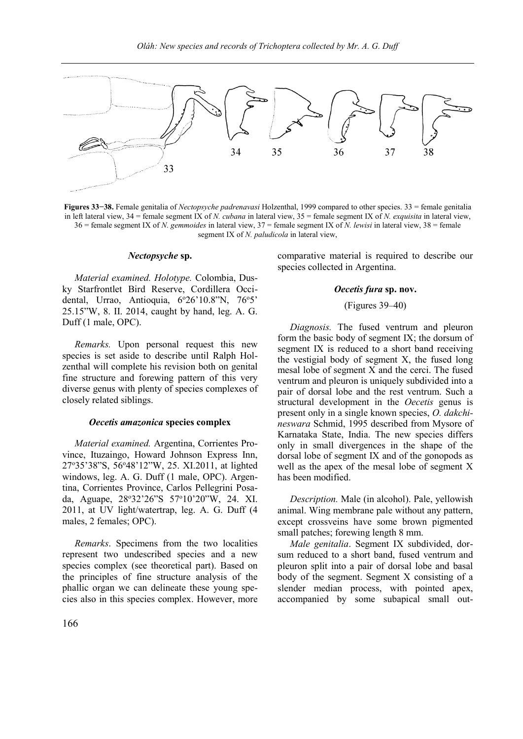**Figures 33−38.** Female genitalia of *Nectopsyche padrenavasi* Holzenthal, 1999 compared to other species. 33 = female genitalia in left lateral view, 34 = female segment IX of *N. cubana* in lateral view, 35 = female segment IX of *N. exquisita* in lateral view, 36 = female segment IX of *N. gemmoides* in lateral view, 37 = female segment IX of *N. lewisi* in lateral view, 38 = female segment IX of *N. paludicola* in lateral view,

#### *Nectopsyche* sp.

*Material examined. Holotype.* Colombia, Dusky Starfrontlet Bird Reserve, Cordillera Occidental, Urrao, Antioquia, 6°26'10.8"N, 76°5' 25.15"W, 8. II. 2014, caught by hand, leg. A. G. Duff (1 male, OPC).

*Remarks.* Upon personal request this new species is set aside to describe until Ralph Holzenthal will complete his revision both on genital fine structure and forewing pattern of this very diverse genus with plenty of species complexes of closely related siblings.

#### *Oecetis amazonica* species complex

*Material examined.* Argentina, Corrientes Province, Ituzaingo, Howard Johnson Express Inn, 27°35'38"S, 56°48'12"W, 25. XI.2011, at lighted windows, leg. A. G. Duff (1 male, OPC). Argentina, Corrientes Province, Carlos Pellegrini Posada, Aguape, 28°32'26"S 57°10'20"W, 24. XI. 2011, at UV light/watertrap, leg. A. G. Duff (4 males, 2 females; OPC).

*Remarks*. Specimens from the two localities represent two undescribed species and a new species complex (see theoretical part). Based on the principles of fine structure analysis of the phallic organ we can delineate these young species also in this species complex. However, more comparative material is required to describe our species collected in Argentina.

#### *Oecetis fura* sp. nov.

(Figures 39–40)

*Diagnosis.* The fused ventrum and pleuron form the basic body of segment IX; the dorsum of segment IX is reduced to a short band receiving the vestigial body of segment X, the fused long mesal lobe of segment X and the cerci. The fused ventrum and pleuron is uniquely subdivided into a pair of dorsal lobe and the rest ventrum. Such a structural development in the *Oecetis* genus is present only in a single known species, *O. dakchineswara* Schmid, 1995 described from Mysore of Karnataka State, India. The new species differs only in small divergences in the shape of the dorsal lobe of segment IX and of the gonopods as well as the apex of the mesal lobe of segment X has been modified.

*Description.* Male (in alcohol). Pale, yellowish animal. Wing membrane pale without any pattern, except crossveins have some brown pigmented small patches; forewing length 8 mm.

*Male genitalia*. Segment IX subdivided, dorsum reduced to a short band, fused ventrum and pleuron split into a pair of dorsal lobe and basal body of the segment. Segment X consisting of a slender median process, with pointed apex, accompanied by some subapical small out-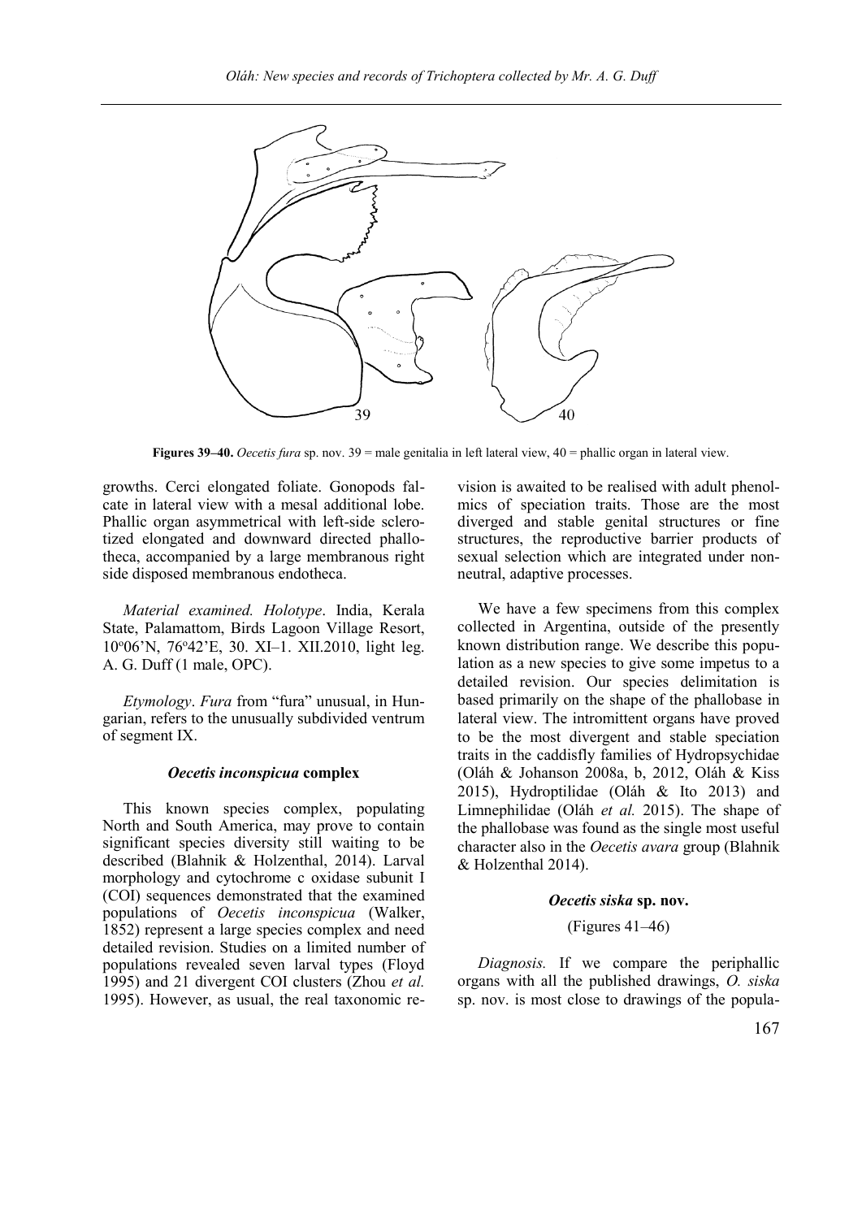**Figures 39–40.** *Oecetis fura* sp. nov. 39 = male genitalia in left lateral view, 40 = phallic organ in lateral view.

growths. Cerci elongated foliate. Gonopods falcate in lateral view with a mesal additional lobe. Phallic organ asymmetrical with left-side sclerotized elongated and downward directed phallotheca, accompanied by a large membranous right side disposed membranous endotheca.

*Material examined. Holotype*. India, Kerala State, Palamattom, Birds Lagoon Village Resort, 10°06'N, 76°42'E, 30. XI–1. XII.2010, light leg. A. G. Duff (1 male, OPC).

*Etymology*. *Fura* from "fura" unusual, in Hungarian, refers to the unusually subdivided ventrum of segment IX.

### *Oecetis inconspicua* complex

This known species complex, populating North and South America, may prove to contain significant species diversity still waiting to be described (Blahnik & Holzenthal, 2014). Larval morphology and cytochrome c oxidase subunit I (COI) sequences demonstrated that the examined populations of *Oecetis inconspicua* (Walker, 1852) represent a large species complex and need detailed revision. Studies on a limited number of populations revealed seven larval types (Floyd 1995) and 21 divergent COI clusters (Zhou *et al.* 1995). However, as usual, the real taxonomic revision is awaited to be realised with adult phenolmics of speciation traits. Those are the most diverged and stable genital structures or fine structures, the reproductive barrier products of sexual selection which are integrated under non-neutral, adaptive processes.

We have a few specimens from this complex collected in Argentina, outside of the presently known distribution range. We describe this population as a new species to give some impetus to a detailed revision. Our species delimitation is based primarily on the shape of the phallobase in lateral view. The intromittent organs have proved to be the most divergent and stable speciation traits in the caddisfly families of Hydropsychidae (Oláh & Johanson 2008a, b, 2012, Oláh & Kiss 2015), Hydroptilidae (Oláh & Ito 2013) and Limnephilidae (Oláh *et al.* 2015). The shape of the phallobase was found as the single most useful character also in the *Oecetis avara* group (Blahnik & Holzenthal 2014).

### *Oecetis siska* sp. nov.

(Figures 41–46)

*Diagnosis.* If we compare the periphallic organs with all the published drawings, *O. siska* sp. nov. is most close to drawings of the popula-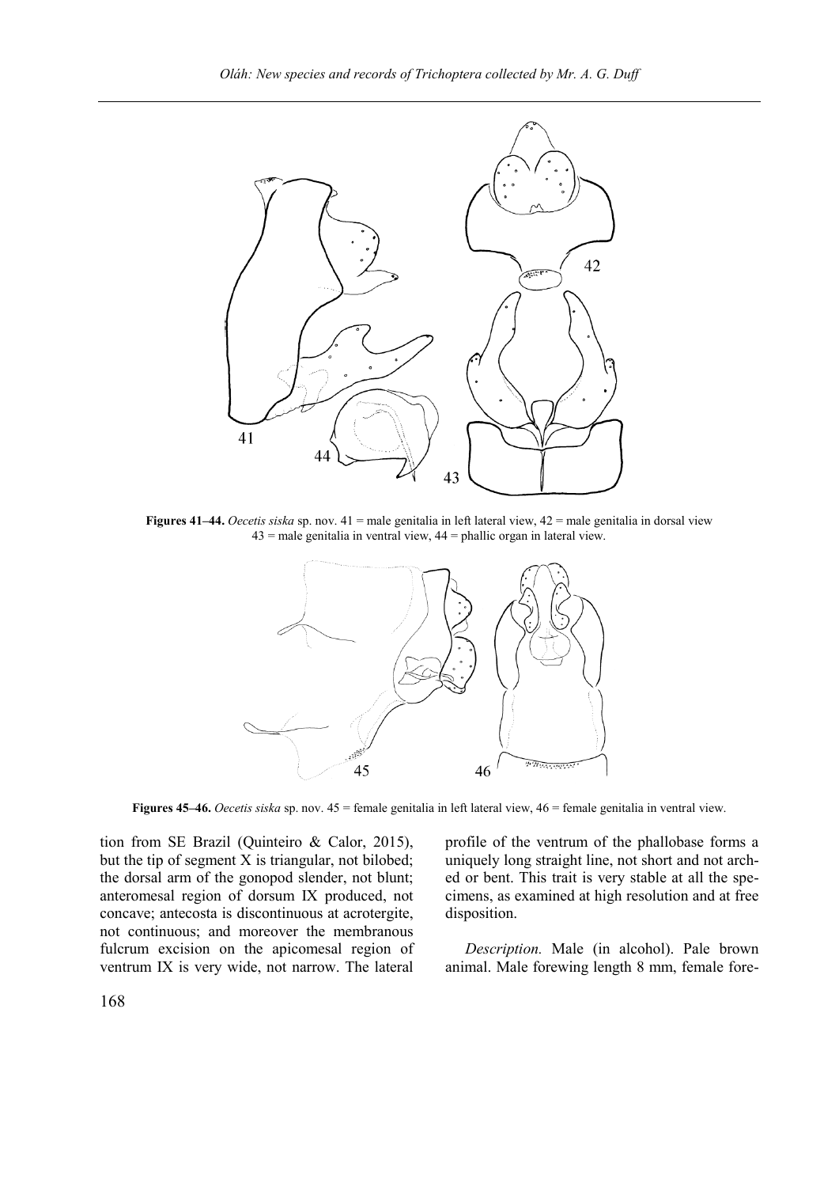**Figures 41–44.** *Oecetis siska* sp. nov. 41 = male genitalia in left lateral view, 42 = male genitalia in dorsal view 43 = male genitalia in ventral view, 44 = phallic organ in lateral view.

**Figures 45–46.** *Oecetis siska* sp. nov. 45 = female genitalia in left lateral view, 46 = female genitalia in ventral view.

tion from SE Brazil (Quinteiro & Calor, 2015), but the tip of segment X is triangular, not bilobed; the dorsal arm of the gonopod slender, not blunt; anteromesal region of dorsum IX produced, not concave; antecosta is discontinuous at acrotergite, not continuous; and moreover the membranous fulcrum excision on the apicomesal region of ventrum IX is very wide, not narrow. The lateral profile of the ventrum of the phallobase forms a uniquely long straight line, not short and not arched or bent. This trait is very stable at all the specimens, as examined at high resolution and at free disposition.

*Description.* Male (in alcohol). Pale brown animal. Male forewing length 8 mm, female fore-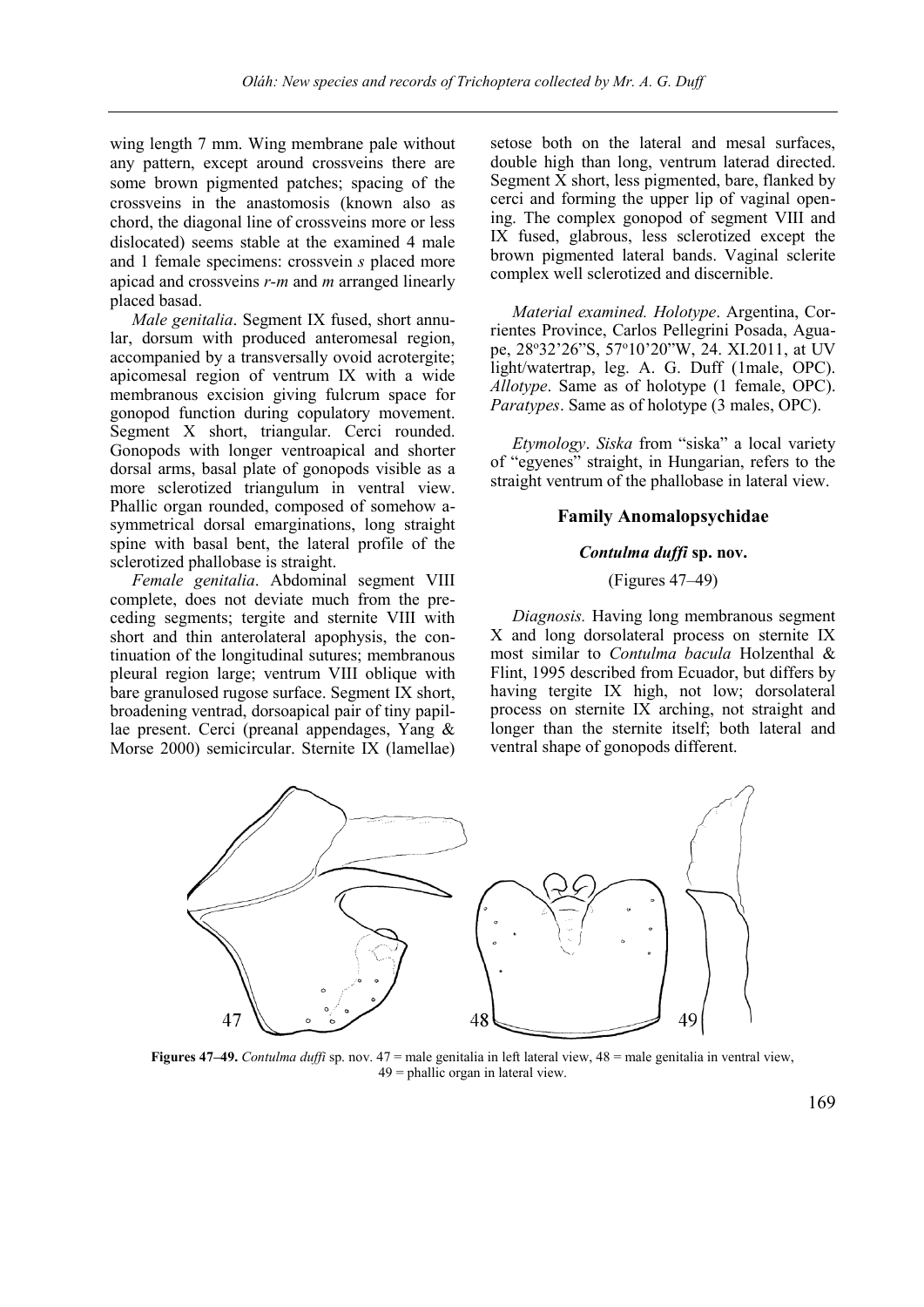wing length 7 mm. Wing membrane pale without any pattern, except around crossveins there are some brown pigmented patches; spacing of the crossveins in the anastomosis (known also as chord, the diagonal line of crossveins more or less dislocated) seems stable at the examined 4 male and 1 female specimens: crossvein *s* placed more apicad and crossveins *r-m* and *m* arranged linearly placed basad.

*Male genitalia*. Segment IX fused, short annular, dorsum with produced anteromesal region, accompanied by a transversally ovoid acrotergite; apicomesal region of ventrum IX with a wide membranous excision giving fulcrum space for gonopod function during copulatory movement. Segment X short, triangular. Cerci rounded. Gonopods with longer ventroapical and shorter dorsal arms, basal plate of gonopods visible as a more sclerotized triangulum in ventral view. Phallic organ rounded, composed of somehow asymmetrical dorsal emarginations, long straight spine with basal bent, the lateral profile of the sclerotized phallobase is straight.

*Female genitalia*. Abdominal segment VIII complete, does not deviate much from the preceding segments; tergite and sternite VIII with short and thin anterolateral apophysis, the continuation of the longitudinal sutures; membranous pleural region large; ventrum VIII oblique with bare granulosed rugose surface. Segment IX short, broadening ventrad, dorsoapical pair of tiny papillae present. Cerci (preanal appendages, Yang & Morse 2000) semicircular. Sternite IX (lamellae) setose both on the lateral and mesal surfaces, double high than long, ventrum laterad directed. Segment X short, less pigmented, bare, flanked by cerci and forming the upper lip of vaginal opening. The complex gonopod of segment VIII and IX fused, glabrous, less sclerotized except the brown pigmented lateral bands. Vaginal sclerite complex well sclerotized and discernible.

*Material examined. Holotype*. Argentina, Corrientes Province, Carlos Pellegrini Posada, Aguape, 28°32'26"S, 57°10'20"W, 24. XI.2011, at UV light/watertrap, leg. A. G. Duff (1male, OPC). *Allotype*. Same as of holotype (1 female, OPC). *Paratypes*. Same as of holotype (3 males, OPC).

*Etymology*. *Siska* from "siska" a local variety of "egyenes" straight, in Hungarian, refers to the straight ventrum of the phallobase in lateral view.

### Family Anomalopsychidae

#### *Contulma duffi* sp. nov.

(Figures 47–49)

*Diagnosis.* Having long membranous segment X and long dorsolateral process on sternite IX most similar to *Contulma bacula* Holzenthal & Flint, 1995 described from Ecuador, but differs by having tergite IX high, not low; dorsolateral process on sternite IX arching, not straight and longer than the sternite itself; both lateral and ventral shape of gonopods different.

**Figures 47–49.** *Contulma duffi* sp. nov. 47 = male genitalia in left lateral view, 48 = male genitalia in ventral view, 49 = phallic organ in lateral view.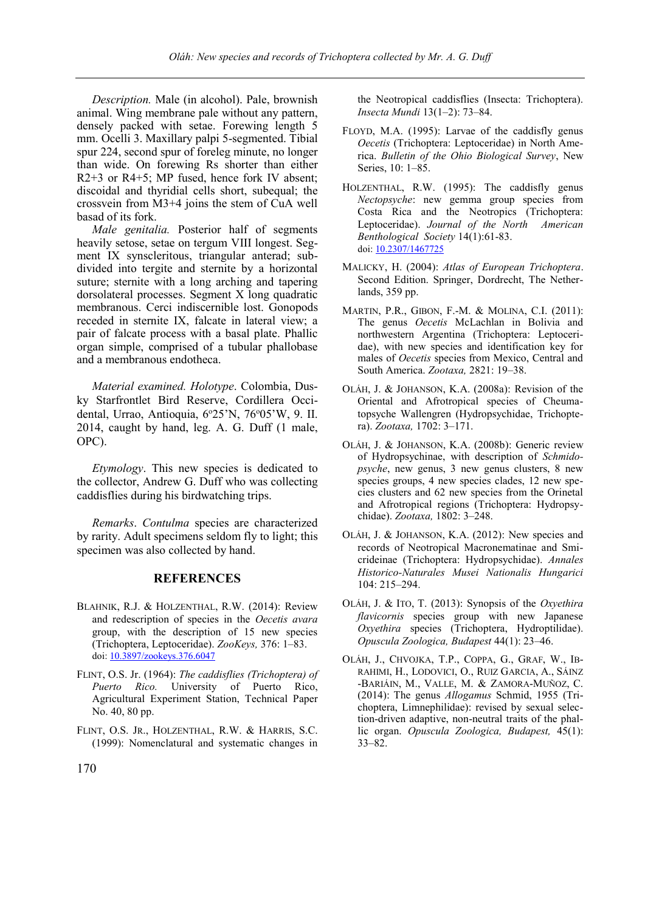*Description.* Male (in alcohol). Pale, brownish animal. Wing membrane pale without any pattern, densely packed with setae. Forewing length 5 mm. Ocelli 3. Maxillary palpi 5-segmented. Tibial spur 224, second spur of foreleg minute, no longer than wide. On forewing Rs shorter than either R2+3 or R4+5; MP fused, hence fork IV absent; discoidal and thyridial cells short, subequal; the crossvein from M3+4 joins the stem of CuA well basad of its fork.

*Male genitalia.* Posterior half of segments heavily setose, setae on tergum VIII longest. Segment IX synscleritous, triangular anterad; subdivided into tergite and sternite by a horizontal suture; sternite with a long arching and tapering dorsolateral processes. Segment X long quadratic membranous. Cerci indiscernible lost. Gonopods receded in sternite IX, falcate in lateral view; a pair of falcate process with a basal plate. Phallic organ simple, comprised of a tubular phallobase and a membranous endotheca.

*Material examined. Holotype*. Colombia, Dusky Starfrontlet Bird Reserve, Cordillera Occidental, Urrao, Antioquia, 6°25'N, 76°05'W, 9. II. 2014, caught by hand, leg. A. G. Duff (1 male, OPC).

*Etymology*. This new species is dedicated to the collector, Andrew G. Duff who was collecting caddisflies during his birdwatching trips.

*Remarks*. *Contulma* species are characterized by rarity. Adult specimens seldom fly to light; this specimen was also collected by hand.

## REFERENCES

BLAHNIK, R.J. & HOLZENTHAL, R.W. (2014): Review and redescription of species in the *Oecetis avara* group, with the description of 15 new species (Trichoptera, Leptoceridae). *ZooKeys,* 376: 1–83. doi: 10.3897/zookeys.376.6047

FLINT, O.S. Jr. (1964): *The caddisflies (Trichoptera) of Puerto Rico.* University of Puerto Rico, Agricultural Experiment Station, Technical Paper No. 40, 80 pp.

FLINT, O.S. JR., HOLZENTHAL, R.W. & HARRIS, S.C. (1999): Nomenclatural and systematic changes in the Neotropical caddisflies (Insecta: Trichoptera). *Insecta Mundi* 13(1–2): 73–84.

FLOYD, M.A. (1995): Larvae of the caddisfly genus *Oecetis* (Trichoptera: Leptoceridae) in North America. *Bulletin of the Ohio Biological Survey*, New Series, 10: 1–85.

HOLZENTHAL, R.W. (1995): The caddisfly genus *Nectopsyche*: new gemma group species from Costa Rica and the Neotropics (Trichoptera: Leptoceridae). *Journal of the North American Benthological Society* 14(1):61-83. doi: 10.2307/1467725

MALICKY, H. (2004): *Atlas of European Trichoptera*. Second Edition. Springer, Dordrecht, The Netherlands, 359 pp.

MARTIN, P.R., GIBON, F.-M. & MOLINA, C.I. (2011): The genus *Oecetis* McLachlan in Bolivia and northwestern Argentina (Trichoptera: Leptoceridae), with new species and identification key for males of *Oecetis* species from Mexico, Central and South America. *Zootaxa,* 2821: 19–38.

OLÁH, J. & JOHANSON, K.A. (2008a): Revision of the Oriental and Afrotropical species of Cheumatopsyche Wallengren (Hydropsychidae, Trichoptera). *Zootaxa,* 1702: 3–171.

OLÁH, J. & JOHANSON, K.A. (2008b): Generic review of Hydropsychinae, with description of *Schmidopsyche*, new genus, 3 new genus clusters, 8 new species groups, 4 new species clades, 12 new species clusters and 62 new species from the Orinetal and Afrotropical regions (Trichoptera: Hydropsychidae). *Zootaxa,* 1802: 3–248.

OLÁH, J. & JOHANSON, K.A. (2012): New species and records of Neotropical Macronematinae and Smicrideinae (Trichoptera: Hydropsychidae). *Annales Historico-Naturales Musei Nationalis Hungarici* 104: 215–294.

OLÁH, J. & ITO, T. (2013): Synopsis of the *Oxyethira flavicornis* species group with new Japanese *Oxyethira* species (Trichoptera, Hydroptilidae). *Opuscula Zoologica, Budapest* 44(1): 23–46.

OLÁH, J., CHVOJKA, T.P., COPPA, G., GRAF, W., IBRAHIMI, H., LODOVICI, O., RUIZ GARCIA, A., SÁINZ -BARIÁIN, M., VALLE, M. & ZAMORA-MUÑOZ, C. (2014): The genus *Allogamus* Schmid, 1955 (Trichoptera, Limnephilidae): revised by sexual selection-driven adaptive, non-neutral traits of the phallic organ. *Opuscula Zoologica, Budapest,* 45(1): 33–82.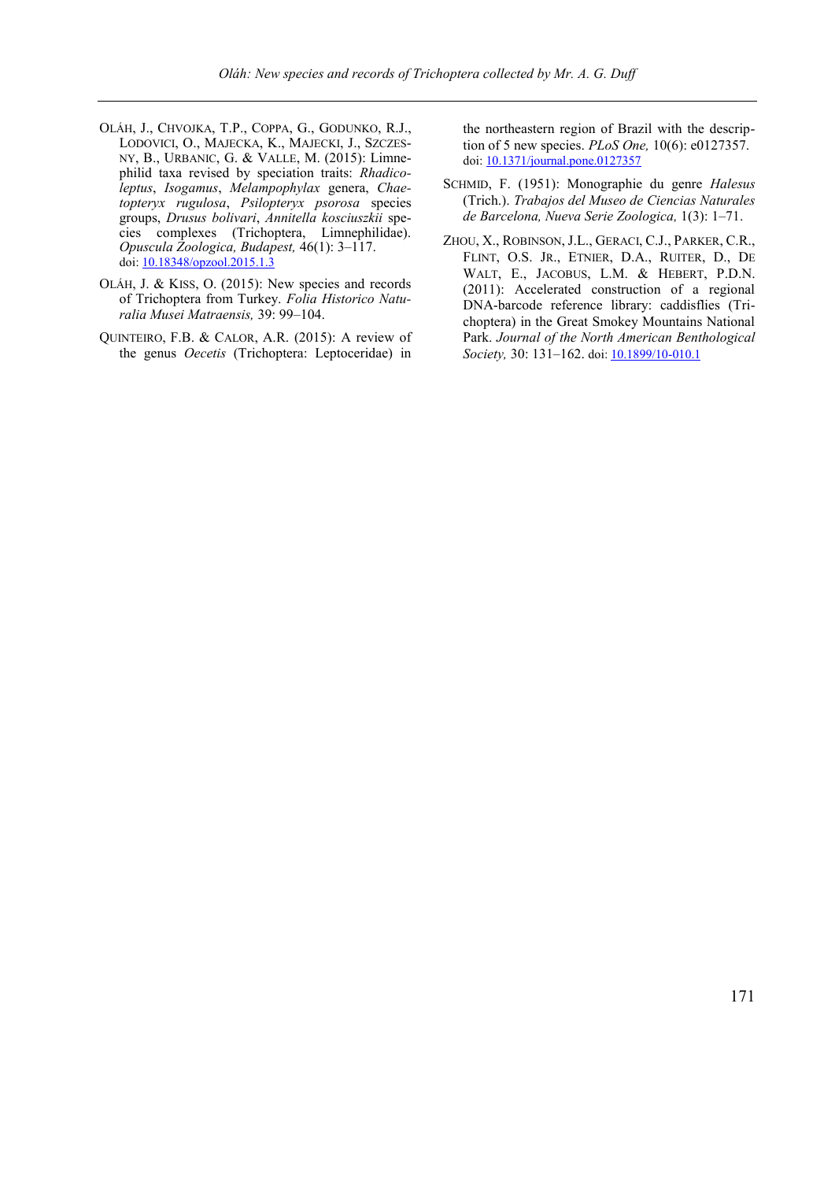OLÁH, J., CHVOJKA, T.P., COPPA, G., GODUNKO, R.J., LODOVICI, O., MAJECKA, K., MAJECKI, J., SZCZESNY, B., URBANIC, G. & VALLE, M. (2015): Limnephilid taxa revised by speciation traits: *Rhadicoleptus*, *Isogamus*, *Melampophylax* genera, *Chaetopteryx rugulosa*, *Psilopteryx psorosa* species groups, *Drusus bolivari*, *Annitella kosciuszkii* species complexes (Trichoptera, Limnephilidae). *Opuscula Zoologica, Budapest,* 46(1): 3–117. doi: 10.18348/opzool.2015.1.3

OLÁH, J. & KISS, O. (2015): New species and records of Trichoptera from Turkey. *Folia Historico Naturalia Musei Matraensis,* 39: 99–104.

QUINTEIRO, F.B. & CALOR, A.R. (2015): A review of the genus *Oecetis* (Trichoptera: Leptoceridae) in the northeastern region of Brazil with the description of 5 new species. *PLoS One,* 10(6): e0127357. doi: 10.1371/journal.pone.0127357

SCHMID, F. (1951): Monographie du genre *Halesus* (Trich.). *Trabajos del Museo de Ciencias Naturales de Barcelona, Nueva Serie Zoologica,* 1(3): 1–71.

ZHOU, X., ROBINSON, J.L., GERACI, C.J., PARKER, C.R., FLINT, O.S. JR., ETNIER, D.A., RUITER, D., DE WALT, E., JACOBUS, L.M. & HEBERT, P.D.N. (2011): Accelerated construction of a regional DNA-barcode reference library: caddisflies (Trichoptera) in the Great Smokey Mountains National Park. *Journal of the North American Benthological Society,* 30: 131–162. doi: 10.1899/10-010.1